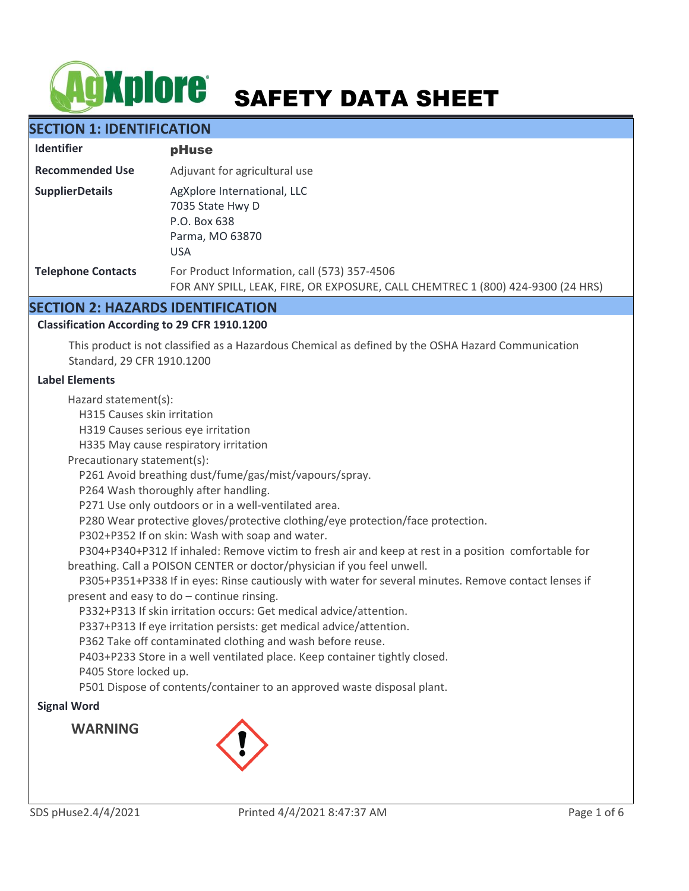# SAFETY DATA SHEET

## SECTION 1: IDENTIFICATION

| | |
|---|---|
| **Identifier** | **pHuse** |
| **Recommended Use** | Adjuvant for agricultural use |
| **SupplierDetails** | AgXplore International, LLC<br>7035 State Hwy D<br>P.O. Box 638<br>Parma, MO 63870<br>USA |
| **Telephone Contacts** | For Product Information, call (573) 357-4506<br>FOR ANY SPILL, LEAK, FIRE, OR EXPOSURE, CALL CHEMTREC 1 (800) 424-9300 (24 HRS) |

## SECTION 2: HAZARDS IDENTIFICATION

### Classification According to 29 CFR 1910.1200

This product is not classified as a Hazardous Chemical as defined by the OSHA Hazard Communication Standard, 29 CFR 1910.1200

### Label Elements

Hazard statement(s):

H315 Causes skin irritation
H319 Causes serious eye irritation
H335 May cause respiratory irritation

Precautionary statement(s):

P261 Avoid breathing dust/fume/gas/mist/vapours/spray.
P264 Wash thoroughly after handling.
P271 Use only outdoors or in a well-ventilated area.
P280 Wear protective gloves/protective clothing/eye protection/face protection.
P302+P352 If on skin: Wash with soap and water.
P304+P340+P312 If inhaled: Remove victim to fresh air and keep at rest in a position comfortable for breathing. Call a POISON CENTER or doctor/physician if you feel unwell.
P305+P351+P338 If in eyes: Rinse cautiously with water for several minutes. Remove contact lenses if present and easy to do – continue rinsing.
P332+P313 If skin irritation occurs: Get medical advice/attention.
P337+P313 If eye irritation persists: get medical advice/attention.
P362 Take off contaminated clothing and wash before reuse.
P403+P233 Store in a well ventilated place. Keep container tightly closed.
P405 Store locked up.
P501 Dispose of contents/container to an approved waste disposal plant.

### Signal Word

**WARNING**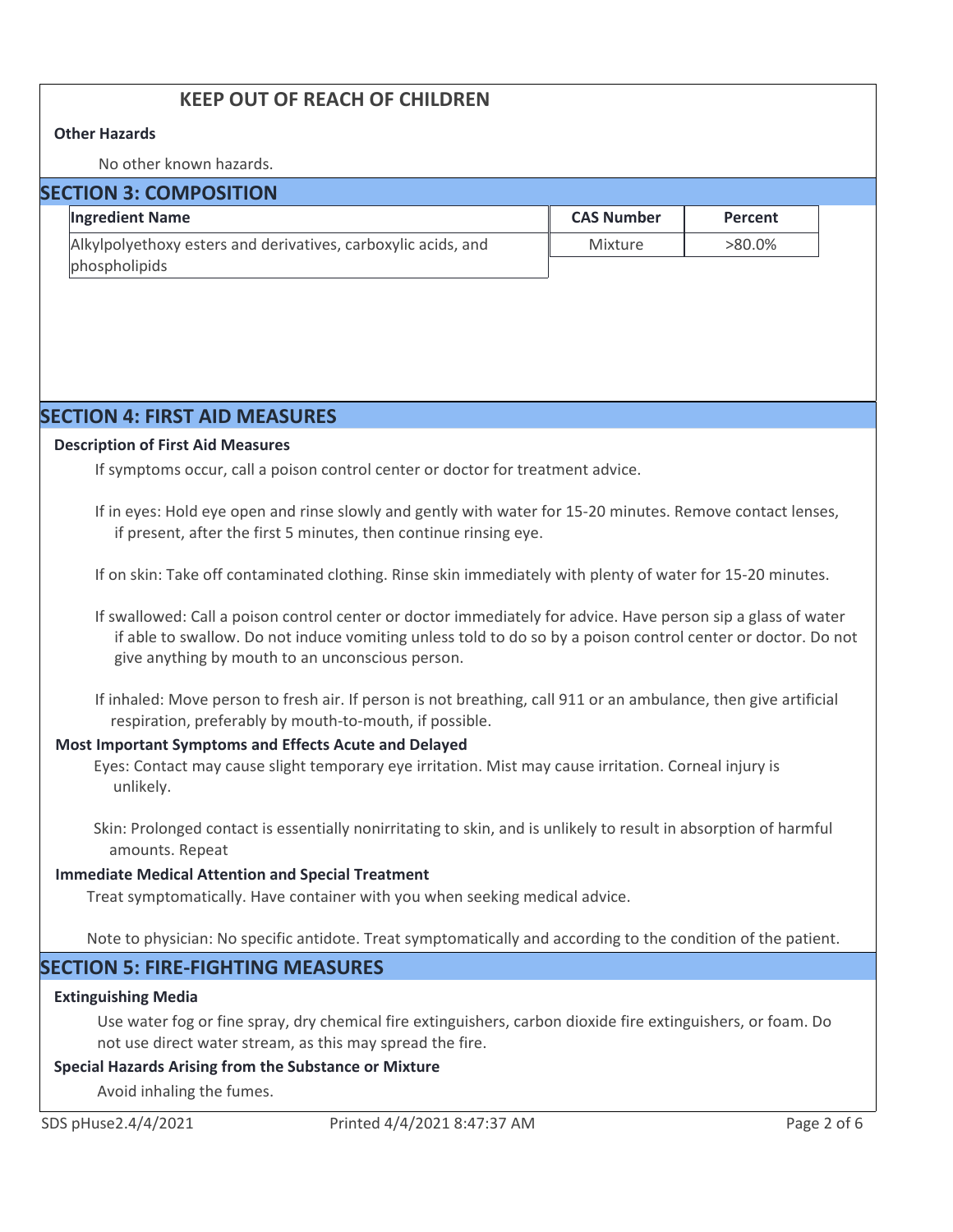**KEEP OUT OF REACH OF CHILDREN**

**Other Hazards**

No other known hazards.

## SECTION 3: COMPOSITION

| Ingredient Name | CAS Number | Percent |
| --- | --- | --- |
| Alkylpolyethoxy esters and derivatives, carboxylic acids, and phospholipids | Mixture | >80.0% |

## SECTION 4: FIRST AID MEASURES

**Description of First Aid Measures**

If symptoms occur, call a poison control center or doctor for treatment advice.

If in eyes: Hold eye open and rinse slowly and gently with water for 15-20 minutes. Remove contact lenses, if present, after the first 5 minutes, then continue rinsing eye.

If on skin: Take off contaminated clothing. Rinse skin immediately with plenty of water for 15-20 minutes.

If swallowed: Call a poison control center or doctor immediately for advice. Have person sip a glass of water if able to swallow. Do not induce vomiting unless told to do so by a poison control center or doctor. Do not give anything by mouth to an unconscious person.

If inhaled: Move person to fresh air. If person is not breathing, call 911 or an ambulance, then give artificial respiration, preferably by mouth-to-mouth, if possible.

**Most Important Symptoms and Effects Acute and Delayed**

Eyes: Contact may cause slight temporary eye irritation. Mist may cause irritation. Corneal injury is unlikely.

Skin: Prolonged contact is essentially nonirritating to skin, and is unlikely to result in absorption of harmful amounts. Repeat

**Immediate Medical Attention and Special Treatment**

Treat symptomatically. Have container with you when seeking medical advice.

Note to physician: No specific antidote. Treat symptomatically and according to the condition of the patient.

## SECTION 5: FIRE-FIGHTING MEASURES

**Extinguishing Media**

Use water fog or fine spray, dry chemical fire extinguishers, carbon dioxide fire extinguishers, or foam. Do not use direct water stream, as this may spread the fire.

**Special Hazards Arising from the Substance or Mixture**

Avoid inhaling the fumes.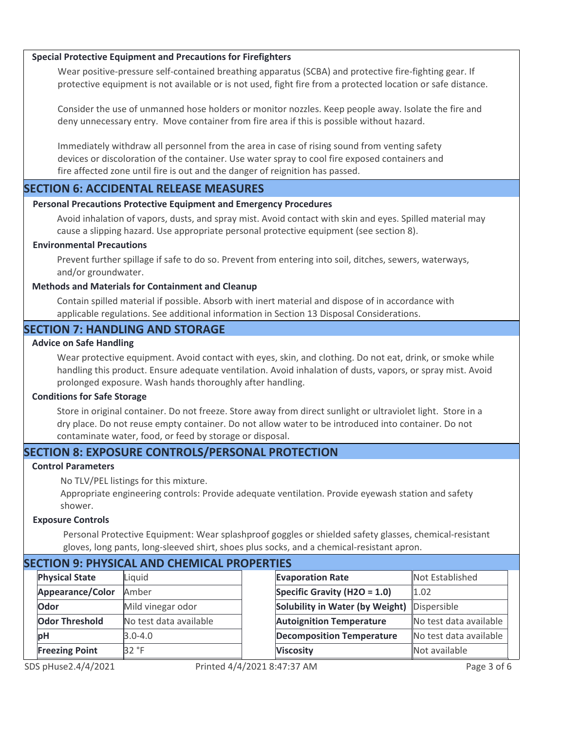### Special Protective Equipment and Precautions for Firefighters

Wear positive-pressure self-contained breathing apparatus (SCBA) and protective fire-fighting gear. If protective equipment is not available or is not used, fight fire from a protected location or safe distance.

Consider the use of unmanned hose holders or monitor nozzles. Keep people away. Isolate the fire and deny unnecessary entry. Move container from fire area if this is possible without hazard.

Immediately withdraw all personnel from the area in case of rising sound from venting safety devices or discoloration of the container. Use water spray to cool fire exposed containers and fire affected zone until fire is out and the danger of reignition has passed.

## SECTION 6: ACCIDENTAL RELEASE MEASURES

### Personal Precautions Protective Equipment and Emergency Procedures

Avoid inhalation of vapors, dusts, and spray mist. Avoid contact with skin and eyes. Spilled material may cause a slipping hazard. Use appropriate personal protective equipment (see section 8).

### Environmental Precautions

Prevent further spillage if safe to do so. Prevent from entering into soil, ditches, sewers, waterways, and/or groundwater.

### Methods and Materials for Containment and Cleanup

Contain spilled material if possible. Absorb with inert material and dispose of in accordance with applicable regulations. See additional information in Section 13 Disposal Considerations.

## SECTION 7: HANDLING AND STORAGE

### Advice on Safe Handling

Wear protective equipment. Avoid contact with eyes, skin, and clothing. Do not eat, drink, or smoke while handling this product. Ensure adequate ventilation. Avoid inhalation of dusts, vapors, or spray mist. Avoid prolonged exposure. Wash hands thoroughly after handling.

### Conditions for Safe Storage

Store in original container. Do not freeze. Store away from direct sunlight or ultraviolet light. Store in a dry place. Do not reuse empty container. Do not allow water to be introduced into container. Do not contaminate water, food, or feed by storage or disposal.

## SECTION 8: EXPOSURE CONTROLS/PERSONAL PROTECTION

### Control Parameters

No TLV/PEL listings for this mixture.
Appropriate engineering controls: Provide adequate ventilation. Provide eyewash station and safety shower.

### Exposure Controls

Personal Protective Equipment: Wear splashproof goggles or shielded safety glasses, chemical-resistant gloves, long pants, long-sleeved shirt, shoes plus socks, and a chemical-resistant apron.

## SECTION 9: PHYSICAL AND CHEMICAL PROPERTIES

| **Physical State** | Liquid | **Evaporation Rate** | Not Established |
|---|---|---|---|
| **Appearance/Color** | Amber | **Specific Gravity ($H_2O$ = 1.0)** | 1.02 |
| **Odor** | Mild vinegar odor | **Solubility in Water (by Weight)** | Dispersible |
| **Odor Threshold** | No test data available | **Autoignition Temperature** | No test data available |
| **pH** | 3.0-4.0 | **Decomposition Temperature** | No test data available |
| **Freezing Point** | 32 °F | **Viscosity** | Not available |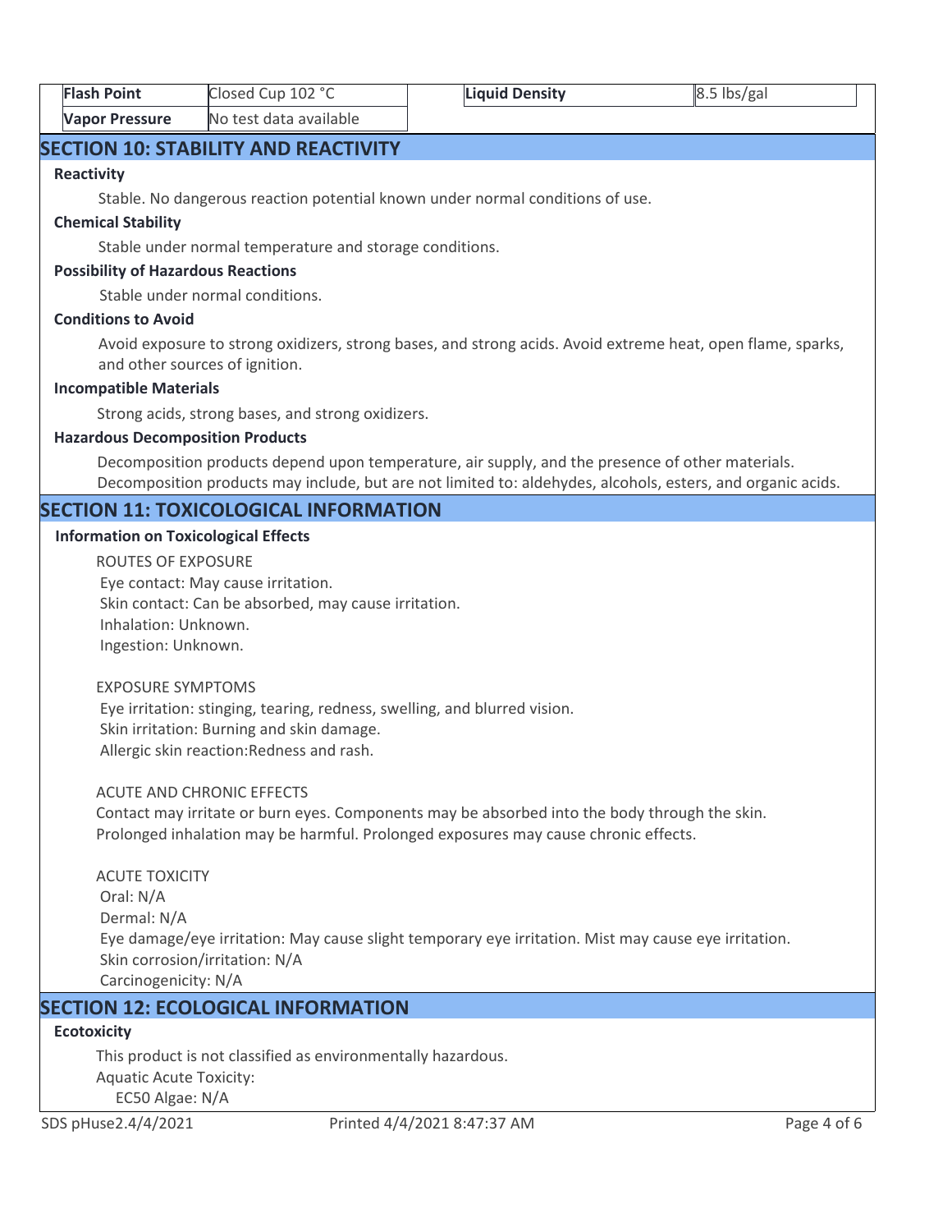| Flash Point | Closed Cup 102 °C | Liquid Density | 8.5 lbs/gal |
|---|---|---|---|
| Vapor Pressure | No test data available | | |

## SECTION 10: STABILITY AND REACTIVITY

### Reactivity

Stable. No dangerous reaction potential known under normal conditions of use.

### Chemical Stability

Stable under normal temperature and storage conditions.

### Possibility of Hazardous Reactions

Stable under normal conditions.

### Conditions to Avoid

Avoid exposure to strong oxidizers, strong bases, and strong acids. Avoid extreme heat, open flame, sparks, and other sources of ignition.

### Incompatible Materials

Strong acids, strong bases, and strong oxidizers.

### Hazardous Decomposition Products

Decomposition products depend upon temperature, air supply, and the presence of other materials. Decomposition products may include, but are not limited to: aldehydes, alcohols, esters, and organic acids.

## SECTION 11: TOXICOLOGICAL INFORMATION

### Information on Toxicological Effects

ROUTES OF EXPOSURE
Eye contact: May cause irritation.
Skin contact: Can be absorbed, may cause irritation.
Inhalation: Unknown.
Ingestion: Unknown.

EXPOSURE SYMPTOMS
Eye irritation: stinging, tearing, redness, swelling, and blurred vision.
Skin irritation: Burning and skin damage.
Allergic skin reaction:Redness and rash.

ACUTE AND CHRONIC EFFECTS
Contact may irritate or burn eyes. Components may be absorbed into the body through the skin.
Prolonged inhalation may be harmful. Prolonged exposures may cause chronic effects.

ACUTE TOXICITY
Oral: N/A
Dermal: N/A
Eye damage/eye irritation: May cause slight temporary eye irritation. Mist may cause eye irritation.
Skin corrosion/irritation: N/A
Carcinogenicity: N/A

## SECTION 12: ECOLOGICAL INFORMATION

### Ecotoxicity

This product is not classified as environmentally hazardous.
Aquatic Acute Toxicity:
EC50 Algae: N/A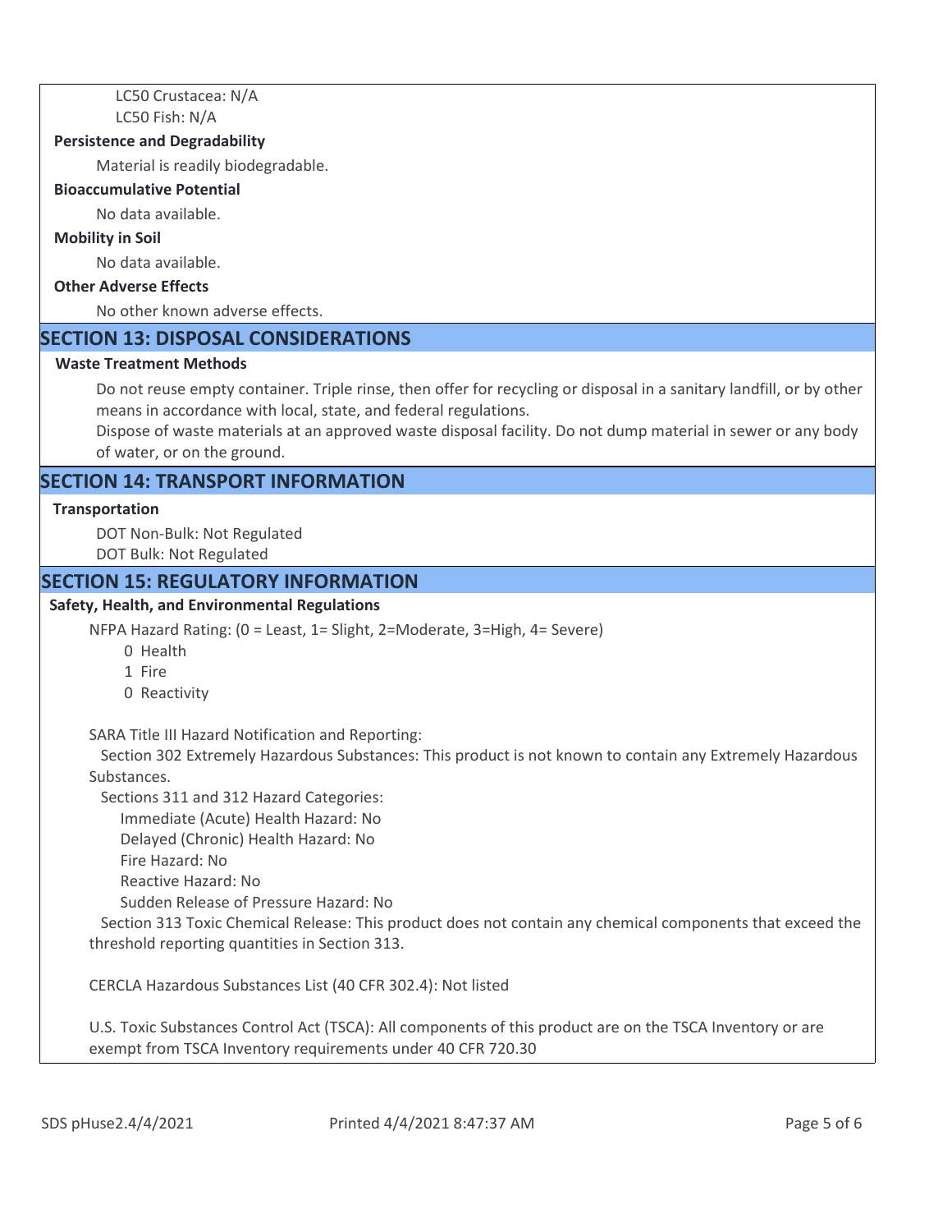LC50 Crustacea: N/A
LC50 Fish: N/A

**Persistence and Degradability**

Material is readily biodegradable.

**Bioaccumulative Potential**

No data available.

**Mobility in Soil**

No data available.

**Other Adverse Effects**

No other known adverse effects.

## SECTION 13: DISPOSAL CONSIDERATIONS

**Waste Treatment Methods**

Do not reuse empty container. Triple rinse, then offer for recycling or disposal in a sanitary landfill, or by other means in accordance with local, state, and federal regulations.
Dispose of waste materials at an approved waste disposal facility. Do not dump material in sewer or any body of water, or on the ground.

## SECTION 14: TRANSPORT INFORMATION

**Transportation**

DOT Non-Bulk: Not Regulated
DOT Bulk: Not Regulated

## SECTION 15: REGULATORY INFORMATION

**Safety, Health, and Environmental Regulations**

NFPA Hazard Rating: (0 = Least, 1= Slight, 2=Moderate, 3=High, 4= Severe)

0 Health
1 Fire
0 Reactivity

SARA Title III Hazard Notification and Reporting:

Section 302 Extremely Hazardous Substances: This product is not known to contain any Extremely Hazardous Substances.

Sections 311 and 312 Hazard Categories:

Immediate (Acute) Health Hazard: No
Delayed (Chronic) Health Hazard: No
Fire Hazard: No
Reactive Hazard: No
Sudden Release of Pressure Hazard: No

Section 313 Toxic Chemical Release: This product does not contain any chemical components that exceed the threshold reporting quantities in Section 313.

CERCLA Hazardous Substances List (40 CFR 302.4): Not listed

U.S. Toxic Substances Control Act (TSCA): All components of this product are on the TSCA Inventory or are exempt from TSCA Inventory requirements under 40 CFR 720.30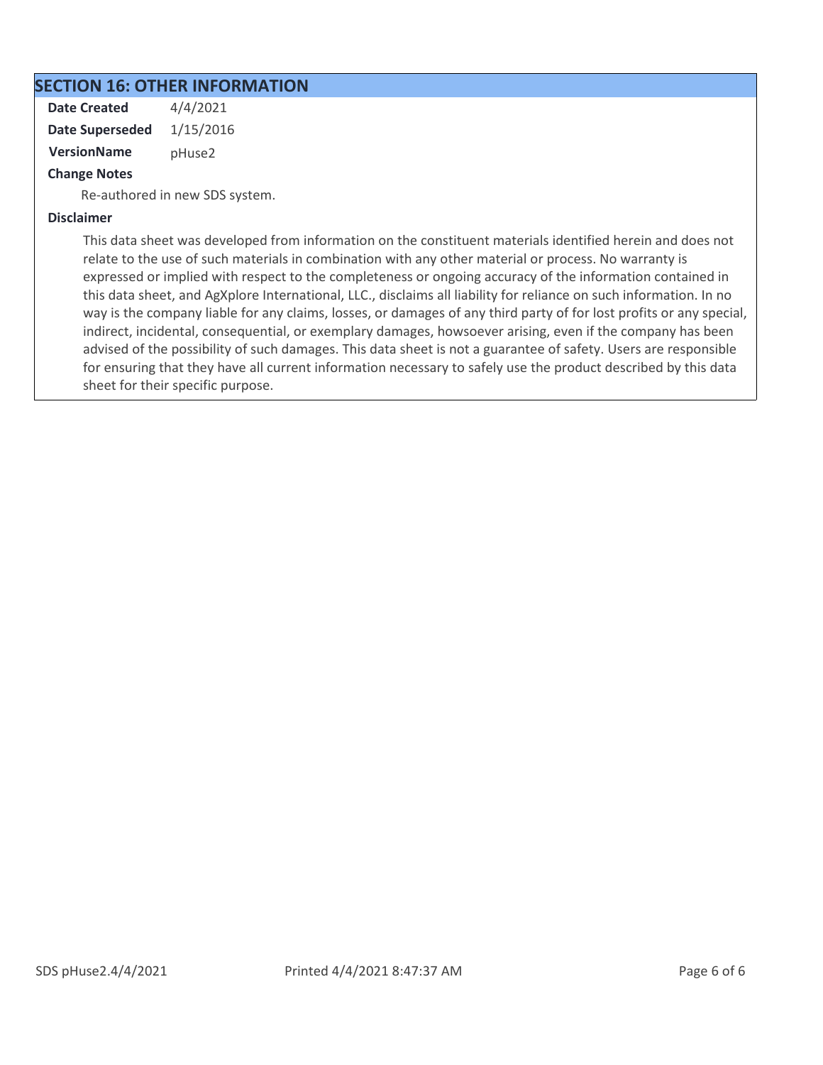## SECTION 16: OTHER INFORMATION

**Date Created** 4/4/2021

**Date Superseded** 1/15/2016

**VersionName** pHuse2

**Change Notes**

Re-authored in new SDS system.

**Disclaimer**

This data sheet was developed from information on the constituent materials identified herein and does not relate to the use of such materials in combination with any other material or process. No warranty is expressed or implied with respect to the completeness or ongoing accuracy of the information contained in this data sheet, and AgXplore International, LLC., disclaims all liability for reliance on such information. In no way is the company liable for any claims, losses, or damages of any third party of for lost profits or any special, indirect, incidental, consequential, or exemplary damages, howsoever arising, even if the company has been advised of the possibility of such damages. This data sheet is not a guarantee of safety. Users are responsible for ensuring that they have all current information necessary to safely use the product described by this data sheet for their specific purpose.